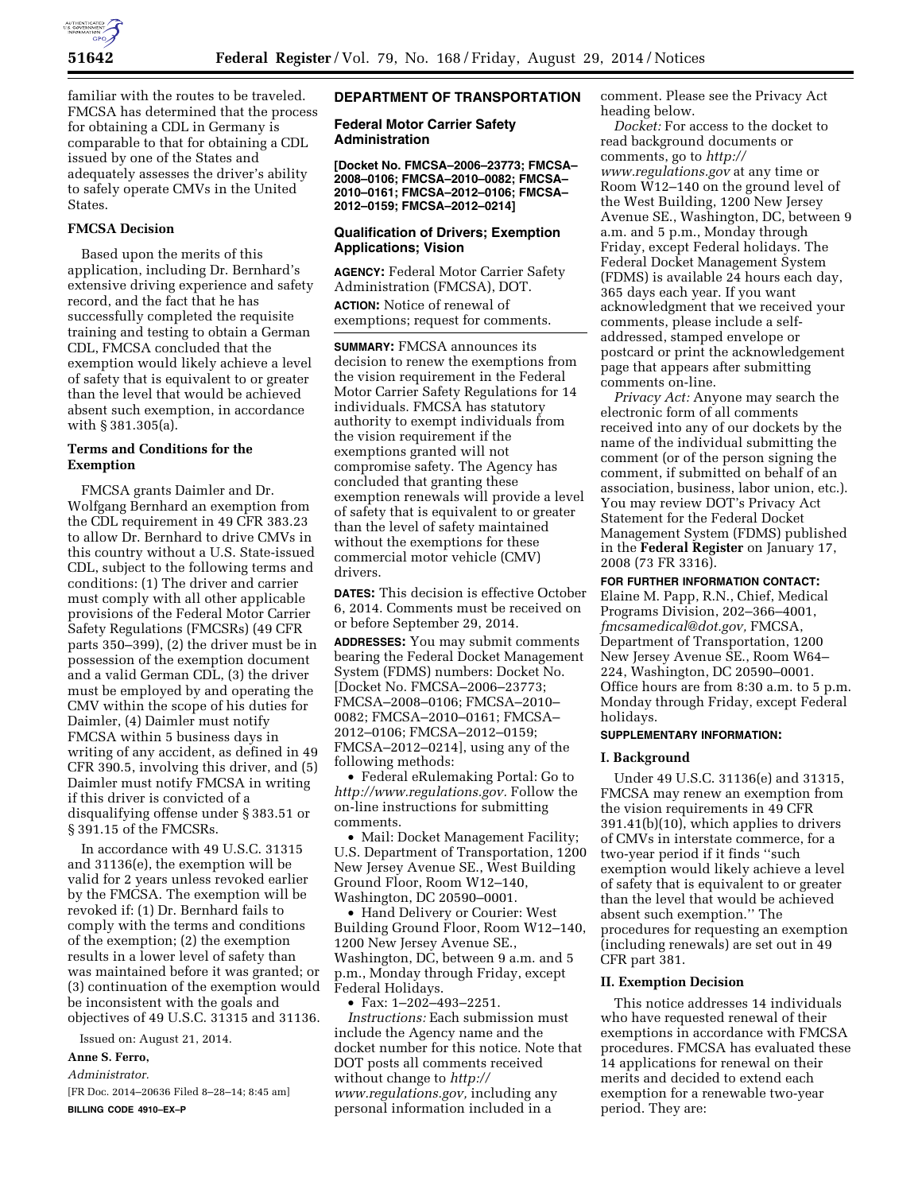familiar with the routes to be traveled. FMCSA has determined that the process for obtaining a CDL in Germany is comparable to that for obtaining a CDL issued by one of the States and adequately assesses the driver's ability to safely operate CMVs in the United States.

### FMCSA Decision

Based upon the merits of this application, including Dr. Bernhard's extensive driving experience and safety record, and the fact that he has successfully completed the requisite training and testing to obtain a German CDL, FMCSA concluded that the exemption would likely achieve a level of safety that is equivalent to or greater than the level that would be achieved absent such exemption, in accordance with § 381.305(a).

### Terms and Conditions for the Exemption

FMCSA grants Daimler and Dr. Wolfgang Bernhard an exemption from the CDL requirement in 49 CFR 383.23 to allow Dr. Bernhard to drive CMVs in this country without a U.S. State-issued CDL, subject to the following terms and conditions: (1) The driver and carrier must comply with all other applicable provisions of the Federal Motor Carrier Safety Regulations (FMCSRs) (49 CFR parts 350–399), (2) the driver must be in possession of the exemption document and a valid German CDL, (3) the driver must be employed by and operating the CMV within the scope of his duties for Daimler, (4) Daimler must notify FMCSA within 5 business days in writing of any accident, as defined in 49 CFR 390.5, involving this driver, and (5) Daimler must notify FMCSA in writing if this driver is convicted of a disqualifying offense under § 383.51 or § 391.15 of the FMCSRs.

In accordance with 49 U.S.C. 31315 and 31136(e), the exemption will be valid for 2 years unless revoked earlier by the FMCSA. The exemption will be revoked if: (1) Dr. Bernhard fails to comply with the terms and conditions of the exemption; (2) the exemption results in a lower level of safety than was maintained before it was granted; or (3) continuation of the exemption would be inconsistent with the goals and objectives of 49 U.S.C. 31315 and 31136.

Issued on: August 21, 2014.

**Anne S. Ferro,**

*Administrator.*

[FR Doc. 2014–20636 Filed 8–28–14; 8:45 am]

**BILLING CODE 4910–EX–P**

## DEPARTMENT OF TRANSPORTATION

### Federal Motor Carrier Safety Administration

**[Docket No. FMCSA–2006–23773; FMCSA–2008–0106; FMCSA–2010–0082; FMCSA–2010–0161; FMCSA–2012–0106; FMCSA–2012–0159; FMCSA–2012–0214]**

### Qualification of Drivers; Exemption Applications; Vision

**AGENCY:** Federal Motor Carrier Safety Administration (FMCSA), DOT.

**ACTION:** Notice of renewal of exemptions; request for comments.

**SUMMARY:** FMCSA announces its decision to renew the exemptions from the vision requirement in the Federal Motor Carrier Safety Regulations for 14 individuals. FMCSA has statutory authority to exempt individuals from the vision requirement if the exemptions granted will not compromise safety. The Agency has concluded that granting these exemption renewals will provide a level of safety that is equivalent to or greater than the level of safety maintained without the exemptions for these commercial motor vehicle (CMV) drivers.

**DATES:** This decision is effective October 6, 2014. Comments must be received on or before September 29, 2014.

**ADDRESSES:** You may submit comments bearing the Federal Docket Management System (FDMS) numbers: Docket No. [Docket No. FMCSA–2006–23773; FMCSA–2008–0106; FMCSA–2010–0082; FMCSA–2010–0161; FMCSA–2012–0106; FMCSA–2012–0159; FMCSA–2012–0214], using any of the following methods:

- Federal eRulemaking Portal: Go to *http://www.regulations.gov.* Follow the on-line instructions for submitting comments.
- Mail: Docket Management Facility; U.S. Department of Transportation, 1200 New Jersey Avenue SE., West Building Ground Floor, Room W12–140, Washington, DC 20590–0001.
- Hand Delivery or Courier: West Building Ground Floor, Room W12–140, 1200 New Jersey Avenue SE., Washington, DC, between 9 a.m. and 5 p.m., Monday through Friday, except Federal Holidays.
- Fax: 1–202–493–2251.

*Instructions:* Each submission must include the Agency name and the docket number for this notice. Note that DOT posts all comments received without change to *http://www.regulations.gov,* including any personal information included in a comment. Please see the Privacy Act heading below.

*Docket:* For access to the docket to read background documents or comments, go to *http://www.regulations.gov* at any time or Room W12–140 on the ground level of the West Building, 1200 New Jersey Avenue SE., Washington, DC, between 9 a.m. and 5 p.m., Monday through Friday, except Federal holidays. The Federal Docket Management System (FDMS) is available 24 hours each day, 365 days each year. If you want acknowledgment that we received your comments, please include a self-addressed, stamped envelope or postcard or print the acknowledgement page that appears after submitting comments on-line.

*Privacy Act:* Anyone may search the electronic form of all comments received into any of our dockets by the name of the individual submitting the comment (or of the person signing the comment, if submitted on behalf of an association, business, labor union, etc.). You may review DOT's Privacy Act Statement for the Federal Docket Management System (FDMS) published in the **Federal Register** on January 17, 2008 (73 FR 3316).

**FOR FURTHER INFORMATION CONTACT:** Elaine M. Papp, R.N., Chief, Medical Programs Division, 202–366–4001, *fmcsamedical@dot.gov,* FMCSA, Department of Transportation, 1200 New Jersey Avenue SE., Room W64–224, Washington, DC 20590–0001. Office hours are from 8:30 a.m. to 5 p.m. Monday through Friday, except Federal holidays.

**SUPPLEMENTARY INFORMATION:**

### I. Background

Under 49 U.S.C. 31136(e) and 31315, FMCSA may renew an exemption from the vision requirements in 49 CFR 391.41(b)(10), which applies to drivers of CMVs in interstate commerce, for a two-year period if it finds "such exemption would likely achieve a level of safety that is equivalent to or greater than the level that would be achieved absent such exemption." The procedures for requesting an exemption (including renewals) are set out in 49 CFR part 381.

### II. Exemption Decision

This notice addresses 14 individuals who have requested renewal of their exemptions in accordance with FMCSA procedures. FMCSA has evaluated these 14 applications for renewal on their merits and decided to extend each exemption for a renewable two-year period. They are: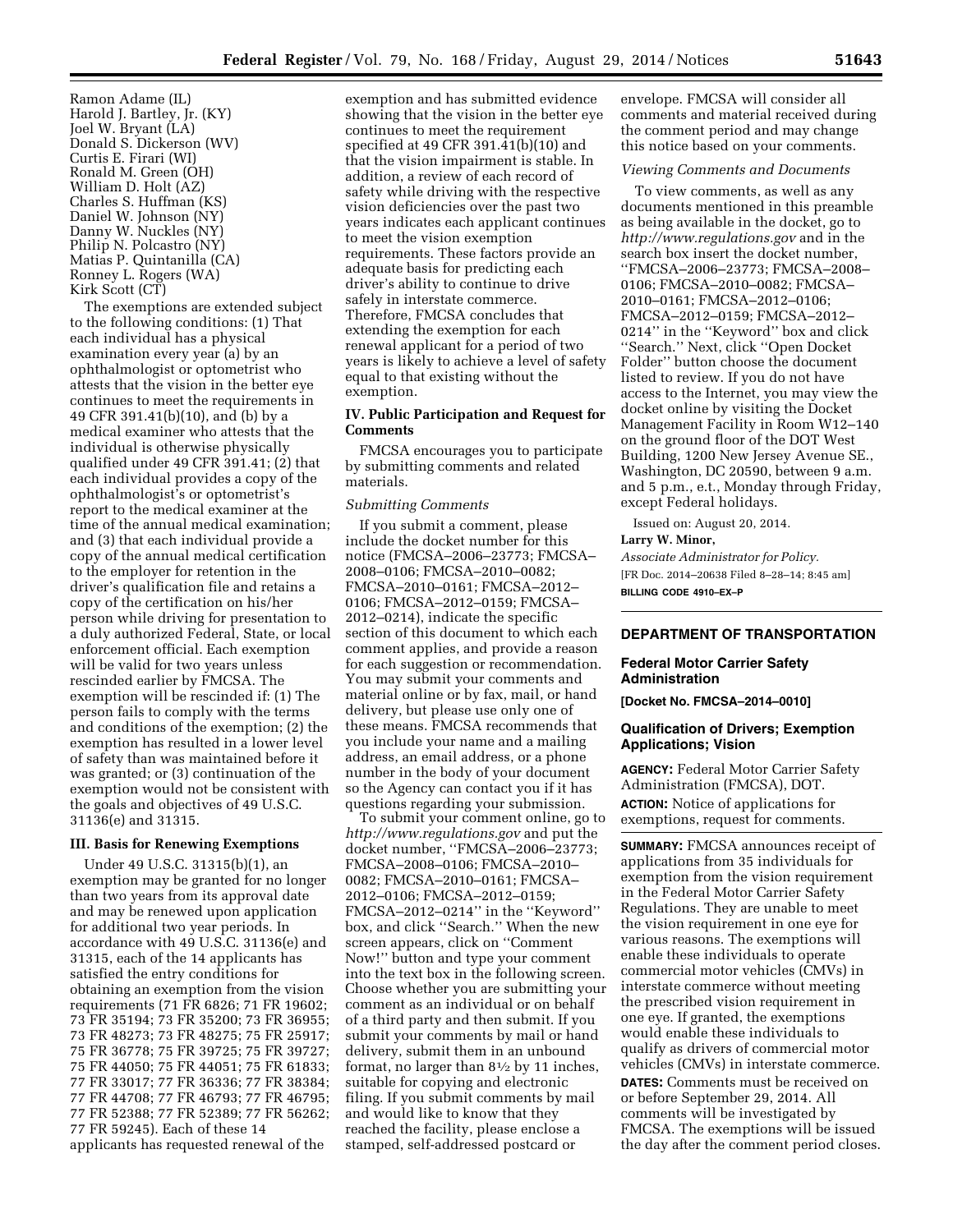Ramon Adame (IL)
Harold J. Bartley, Jr. (KY)
Joel W. Bryant (LA)
Donald S. Dickerson (WV)
Curtis E. Firari (WI)
Ronald M. Green (OH)
William D. Holt (AZ)
Charles S. Huffman (KS)
Daniel W. Johnson (NY)
Danny W. Nuckles (NY)
Philip N. Polcastro (NY)
Matias P. Quintanilla (CA)
Ronney L. Rogers (WA)
Kirk Scott (CT)

The exemptions are extended subject to the following conditions: (1) That each individual has a physical examination every year (a) by an ophthalmologist or optometrist who attests that the vision in the better eye continues to meet the requirements in 49 CFR 391.41(b)(10), and (b) by a medical examiner who attests that the individual is otherwise physically qualified under 49 CFR 391.41; (2) that each individual provides a copy of the ophthalmologist's or optometrist's report to the medical examiner at the time of the annual medical examination; and (3) that each individual provide a copy of the annual medical certification to the employer for retention in the driver's qualification file and retains a copy of the certification on his/her person while driving for presentation to a duly authorized Federal, State, or local enforcement official. Each exemption will be valid for two years unless rescinded earlier by FMCSA. The exemption will be rescinded if: (1) The person fails to comply with the terms and conditions of the exemption; (2) the exemption has resulted in a lower level of safety than was maintained before it was granted; or (3) continuation of the exemption would not be consistent with the goals and objectives of 49 U.S.C. 31136(e) and 31315.

### III. Basis for Renewing Exemptions

Under 49 U.S.C. 31315(b)(1), an exemption may be granted for no longer than two years from its approval date and may be renewed upon application for additional two year periods. In accordance with 49 U.S.C. 31136(e) and 31315, each of the 14 applicants has satisfied the entry conditions for obtaining an exemption from the vision requirements (71 FR 6826; 71 FR 19602; 73 FR 35194; 73 FR 35200; 73 FR 36955; 73 FR 48273; 73 FR 48275; 75 FR 25917; 75 FR 36778; 75 FR 39725; 75 FR 39727; 75 FR 44050; 75 FR 44051; 75 FR 61833; 77 FR 33017; 77 FR 36336; 77 FR 38384; 77 FR 44708; 77 FR 46793; 77 FR 46795; 77 FR 52388; 77 FR 52389; 77 FR 56262; 77 FR 59245). Each of these 14 applicants has requested renewal of the exemption and has submitted evidence showing that the vision in the better eye continues to meet the requirement specified at 49 CFR 391.41(b)(10) and that the vision impairment is stable. In addition, a review of each record of safety while driving with the respective vision deficiencies over the past two years indicates each applicant continues to meet the vision exemption requirements. These factors provide an adequate basis for predicting each driver's ability to continue to drive safely in interstate commerce. Therefore, FMCSA concludes that extending the exemption for each renewal applicant for a period of two years is likely to achieve a level of safety equal to that existing without the exemption.

### IV. Public Participation and Request for Comments

FMCSA encourages you to participate by submitting comments and related materials.

*Submitting Comments*

If you submit a comment, please include the docket number for this notice (FMCSA–2006–23773; FMCSA–2008–0106; FMCSA–2010–0082; FMCSA–2010–0161; FMCSA–2012–0106; FMCSA–2012–0159; FMCSA–2012–0214), indicate the specific section of this document to which each comment applies, and provide a reason for each suggestion or recommendation. You may submit your comments and material online or by fax, mail, or hand delivery, but please use only one of these means. FMCSA recommends that you include your name and a mailing address, an email address, or a phone number in the body of your document so the Agency can contact you if it has questions regarding your submission.

To submit your comment online, go to *http://www.regulations.gov* and put the docket number, "FMCSA–2006–23773; FMCSA–2008–0106; FMCSA–2010–0082; FMCSA–2010–0161; FMCSA–2012–0106; FMCSA–2012–0159; FMCSA–2012–0214" in the "Keyword" box, and click "Search." When the new screen appears, click on "Comment Now!" button and type your comment into the text box in the following screen. Choose whether you are submitting your comment as an individual or on behalf of a third party and then submit. If you submit your comments by mail or hand delivery, submit them in an unbound format, no larger than 8½ by 11 inches, suitable for copying and electronic filing. If you submit comments by mail and would like to know that they reached the facility, please enclose a stamped, self-addressed postcard or envelope. FMCSA will consider all comments and material received during the comment period and may change this notice based on your comments.

*Viewing Comments and Documents*

To view comments, as well as any documents mentioned in this preamble as being available in the docket, go to *http://www.regulations.gov* and in the search box insert the docket number, "FMCSA–2006–23773; FMCSA–2008–0106; FMCSA–2010–0082; FMCSA–2010–0161; FMCSA–2012–0106; FMCSA–2012–0159; FMCSA–2012–0214" in the "Keyword" box and click "Search." Next, click "Open Docket Folder" button choose the document listed to review. If you do not have access to the Internet, you may view the docket online by visiting the Docket Management Facility in Room W12–140 on the ground floor of the DOT West Building, 1200 New Jersey Avenue SE., Washington, DC 20590, between 9 a.m. and 5 p.m., e.t., Monday through Friday, except Federal holidays.

Issued on: August 20, 2014.

**Larry W. Minor,**

*Associate Administrator for Policy.*

[FR Doc. 2014–20638 Filed 8–28–14; 8:45 am]

**BILLING CODE 4910–EX–P**

## DEPARTMENT OF TRANSPORTATION

### Federal Motor Carrier Safety Administration

**[Docket No. FMCSA–2014–0010]**

### Qualification of Drivers; Exemption Applications; Vision

**AGENCY:** Federal Motor Carrier Safety Administration (FMCSA), DOT.

**ACTION:** Notice of applications for exemptions, request for comments.

**SUMMARY:** FMCSA announces receipt of applications from 35 individuals for exemption from the vision requirement in the Federal Motor Carrier Safety Regulations. They are unable to meet the vision requirement in one eye for various reasons. The exemptions will enable these individuals to operate commercial motor vehicles (CMVs) in interstate commerce without meeting the prescribed vision requirement in one eye. If granted, the exemptions would enable these individuals to qualify as drivers of commercial motor vehicles (CMVs) in interstate commerce.

**DATES:** Comments must be received on or before September 29, 2014. All comments will be investigated by FMCSA. The exemptions will be issued the day after the comment period closes.